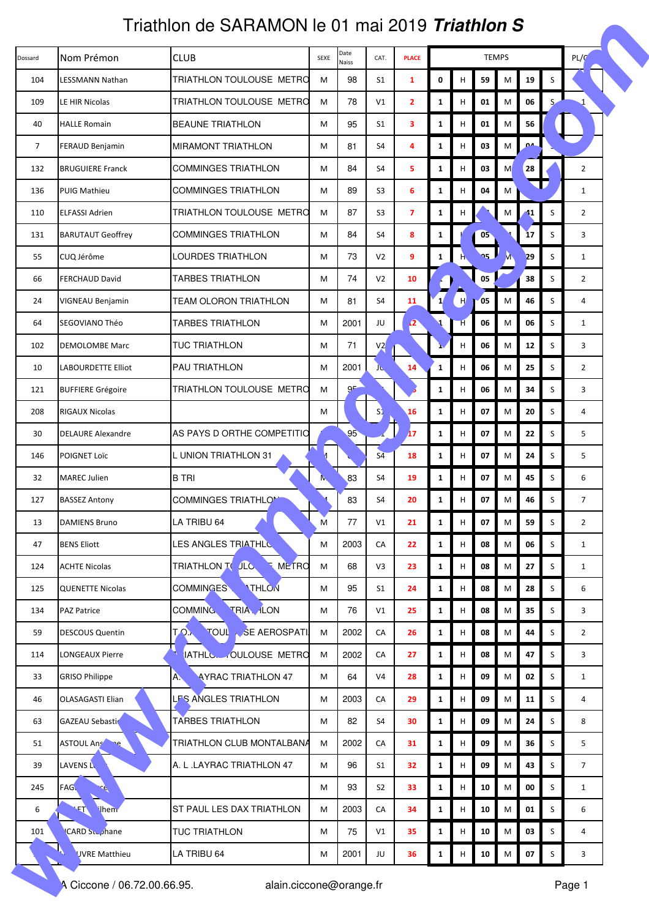# Triathlon de SARAMON le 01 mai 2019 ***Triathlon S***

| Dossard | Nom Prémon | CLUB | SEXE | Date Naiss | CAT. | PLACE | TEMPS | | | | | | PL/C |
|---|---|---|---|---|---|---|---|---|---|---|---|---|---|
| 104 | LESSMANN Nathan | TRIATHLON TOULOUSE METRO | M | 98 | S1 | 1 | 0 | H | 59 | M | 19 | S | |
| 109 | LE HIR Nicolas | TRIATHLON TOULOUSE METRO | M | 78 | V1 | 2 | 1 | H | 01 | M | 06 | S | 1 |
| 40 | HALLE Romain | BEAUNE TRIATHLON | M | 95 | S1 | 3 | 1 | H | 01 | M | 56 | | |
| 7 | FERAUD Benjamin | MIRAMONT TRIATHLON | M | 81 | S4 | 4 | 1 | H | 03 | M | | | |
| 132 | BRUGUIERE Franck | COMMINGES TRIATHLON | M | 84 | S4 | 5 | 1 | H | 03 | M | 28 | | 2 |
| 136 | PUIG Mathieu | COMMINGES TRIATHLON | M | 89 | S3 | 6 | 1 | H | 04 | M | | | 1 |
| 110 | ELFASSI Adrien | TRIATHLON TOULOUSE METRO | M | 87 | S3 | 7 | 1 | H | | M | 41 | S | 2 |
| 131 | BARUTAUT Geoffrey | COMMINGES TRIATHLON | M | 84 | S4 | 8 | 1 | | 05 | | 17 | S | 3 |
| 55 | CUQ Jérôme | LOURDES TRIATHLON | M | 73 | V2 | 9 | 1 | H | 05 | M | 29 | S | 1 |
| 66 | FERCHAUD David | TARBES TRIATHLON | M | 74 | V2 | 10 | | | 05 | | 38 | S | 2 |
| 24 | VIGNEAU Benjamin | TEAM OLORON TRIATHLON | M | 81 | S4 | 11 | 1 | H | 05 | M | 46 | S | 4 |
| 64 | SEGOVIANO Théo | TARBES TRIATHLON | M | 2001 | JU | 12 | 1 | H | 06 | M | 06 | S | 1 |
| 102 | DEMOLOMBE Marc | TUC TRIATHLON | M | 71 | V2 | | 1 | H | 06 | M | 12 | S | 3 |
| 10 | LABOURDETTE Elliot | PAU TRIATHLON | M | 2001 | JU | 14 | 1 | H | 06 | M | 25 | S | 2 |
| 121 | BUFFIERE Grégoire | TRIATHLON TOULOUSE METRO | M | 95 | | | 1 | H | 06 | M | 34 | S | 3 |
| 208 | RIGAUX Nicolas | | M | | S1 | 16 | 1 | H | 07 | M | 20 | S | 4 |
| 30 | DELAURE Alexandre | AS PAYS D ORTHE COMPETITIO | | 95 | | 17 | 1 | H | 07 | M | 22 | S | 5 |
| 146 | POIGNET Loïc | L UNION TRIATHLON 31 | M | | S4 | 18 | 1 | H | 07 | M | 24 | S | 5 |
| 32 | MAREC Julien | B TRI | M | 83 | S4 | 19 | 1 | H | 07 | M | 45 | S | 6 |
| 127 | BASSEZ Antony | COMMINGES TRIATHLON | | 83 | S4 | 20 | 1 | H | 07 | M | 46 | S | 7 |
| 13 | DAMIENS Bruno | LA TRIBU 64 | M | 77 | V1 | 21 | 1 | H | 07 | M | 59 | S | 2 |
| 47 | BENS Eliott | LES ANGLES TRIATHLON | M | 2003 | CA | 22 | 1 | H | 08 | M | 06 | S | 1 |
| 124 | ACHTE Nicolas | TRIATHLON TOULOUSE METRO | M | 68 | V3 | 23 | 1 | H | 08 | M | 27 | S | 1 |
| 125 | QUENETTE Nicolas | COMMINGES TRIATHLON | M | 95 | S1 | 24 | 1 | H | 08 | M | 28 | S | 6 |
| 134 | PAZ Patrice | COMMINGES TRIATHLON | M | 76 | V1 | 25 | 1 | H | 08 | M | 35 | S | 3 |
| 59 | DESCOUS Quentin | T.O.A TOULOUSE AEROSPATI | M | 2002 | CA | 26 | 1 | H | 08 | M | 44 | S | 2 |
| 114 | LONGEAUX Pierre | TRIATHLON TOULOUSE METRO | M | 2002 | CA | 27 | 1 | H | 08 | M | 47 | S | 3 |
| 33 | GRISO Philippe | A. L .LAYRAC TRIATHLON 47 | M | 64 | V4 | 28 | 1 | H | 09 | M | 02 | S | 1 |
| 46 | OLASAGASTI Elian | LES ANGLES TRIATHLON | M | 2003 | CA | 29 | 1 | H | 09 | M | 11 | S | 4 |
| 63 | GAZEAU Sebastien | TARBES TRIATHLON | M | 82 | S4 | 30 | 1 | H | 09 | M | 24 | S | 8 |
| 51 | ASTOUL Ans... | TRIATHLON CLUB MONTALBANA | M | 2002 | CA | 31 | 1 | H | 09 | M | 36 | S | 5 |
| 39 | LAVENS L... | A. L .LAYRAC TRIATHLON 47 | M | 96 | S1 | 32 | 1 | H | 09 | M | 43 | S | 7 |
| 245 | FAG... | | M | 93 | S2 | 33 | 1 | H | 10 | M | 00 | S | 1 |
| 6 | ...ilhem | ST PAUL LES DAX TRIATHLON | M | 2003 | CA | 34 | 1 | H | 10 | M | 01 | S | 6 |
| 101 | ...CARD Stéphane | TUC TRIATHLON | M | 75 | V1 | 35 | 1 | H | 10 | M | 03 | S | 4 |
| | ...UVRE Matthieu | LA TRIBU 64 | M | 2001 | JU | 36 | 1 | H | 10 | M | 07 | S | 3 |

A Ciccone / 06.72.00.66.95. alain.ciccone@orange.fr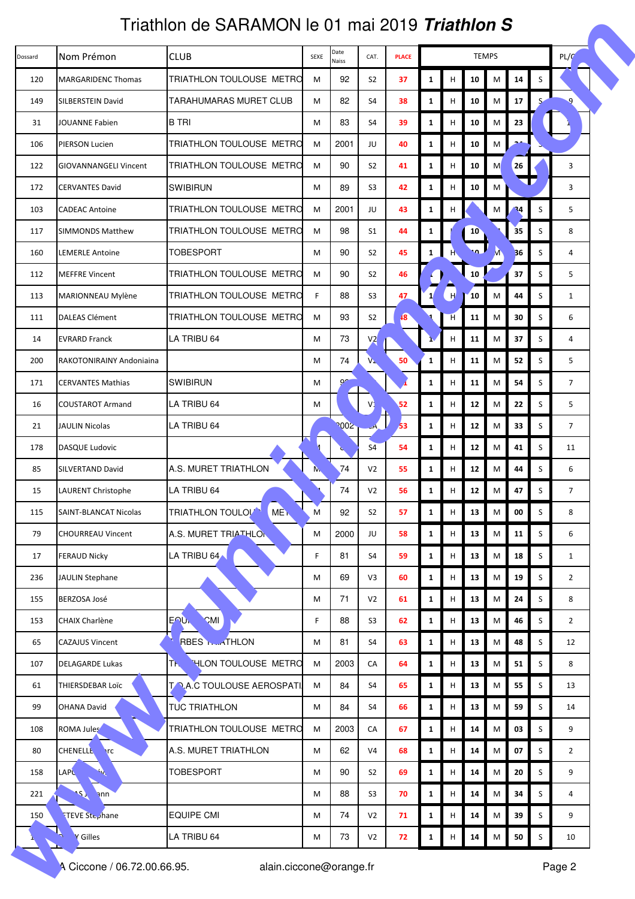# Triathlon de SARAMON le 01 mai 2019 ***Triathlon S***

| Dossard | Nom Prénom | CLUB | SEXE | Date Naiss | CAT. | PLACE | TEMPS | | | | | | PL/C |
|---|---|---|---|---|---|---|---|---|---|---|---|---|---|
| 120 | MARGARIDENC Thomas | TRIATHLON TOULOUSE METRO | M | 92 | S2 | 37 | 1 | H | 10 | M | 14 | S | |
| 149 | SILBERSTEIN David | TARAHUMARAS MURET CLUB | M | 82 | S4 | 38 | 1 | H | 10 | M | 17 | S | 9 |
| 31 | JOUANNE Fabien | B TRI | M | 83 | S4 | 39 | 1 | H | 10 | M | 23 | | 1 |
| 106 | PIERSON Lucien | TRIATHLON TOULOUSE METRO | M | 2001 | JU | 40 | 1 | H | 10 | M | | | |
| 122 | GIOVANNANGELI Vincent | TRIATHLON TOULOUSE METRO | M | 90 | S2 | 41 | 1 | H | 10 | M | 26 | | 3 |
| 172 | CERVANTES David | SWIBIRUN | M | 89 | S3 | 42 | 1 | H | 10 | M | | | 3 |
| 103 | CADEAC Antoine | TRIATHLON TOULOUSE METRO | M | 2001 | JU | 43 | 1 | H | | M | 34 | S | 5 |
| 117 | SIMMONDS Matthew | TRIATHLON TOULOUSE METRO | M | 98 | S1 | 44 | 1 | | 10 | | 35 | S | 8 |
| 160 | LEMERLE Antoine | TOBESPORT | M | 90 | S2 | 45 | 1 | H | | M | 36 | S | 4 |
| 112 | MEFFRE Vincent | TRIATHLON TOULOUSE METRO | M | 90 | S2 | 46 | | | 10 | M | 37 | S | 5 |
| 113 | MARIONNEAU Mylène | TRIATHLON TOULOUSE METRO | F | 88 | S3 | 47 | 1 | H | 10 | M | 44 | S | 1 |
| 111 | DALEAS Clément | TRIATHLON TOULOUSE METRO | M | 93 | S2 | 48 | 1 | H | 11 | M | 30 | S | 6 |
| 14 | EVRARD Franck | LA TRIBU 64 | M | 73 | V2 | | 1 | H | 11 | M | 37 | S | 4 |
| 200 | RAKOTONIRAINY Andoniaina | | M | 74 | V2 | 50 | 1 | H | 11 | M | 52 | S | 5 |
| 171 | CERVANTES Mathias | SWIBIRUN | M | | | | 1 | H | 11 | M | 54 | S | 7 |
| 16 | COUSTAROT Armand | LA TRIBU 64 | M | | V1 | 52 | 1 | H | 12 | M | 22 | S | 5 |
| 21 | JAULIN Nicolas | LA TRIBU 64 | | 2002 | | 53 | 1 | H | 12 | M | 33 | S | 7 |
| 178 | DASQUE Ludovic | | | | S4 | 54 | 1 | H | 12 | M | 41 | S | 11 |
| 85 | SILVERTAND David | A.S. MURET TRIATHLON | M | 74 | V2 | 55 | 1 | H | 12 | M | 44 | S | 6 |
| 15 | LAURENT Christophe | LA TRIBU 64 | | 74 | V2 | 56 | 1 | H | 12 | M | 47 | S | 7 |
| 115 | SAINT-BLANCAT Nicolas | TRIATHLON TOULOUSE METRO | M | 92 | S2 | 57 | 1 | H | 13 | M | 00 | S | 8 |
| 79 | CHOURREAU Vincent | A.S. MURET TRIATHLON | M | 2000 | JU | 58 | 1 | H | 13 | M | 11 | S | 6 |
| 17 | FERAUD Nicky | LA TRIBU 64 | F | 81 | S4 | 59 | 1 | H | 13 | M | 18 | S | 1 |
| 236 | JAULIN Stephane | | M | 69 | V3 | 60 | 1 | H | 13 | M | 19 | S | 2 |
| 155 | BERZOSA José | | M | 71 | V2 | 61 | 1 | H | 13 | M | 24 | S | 8 |
| 153 | CHAIX Charlène | EQUIPE CMI | F | 88 | S3 | 62 | 1 | H | 13 | M | 46 | S | 2 |
| 65 | CAZAJUS Vincent | TARBES TRIATHLON | M | 81 | S4 | 63 | 1 | H | 13 | M | 48 | S | 12 |
| 107 | DELAGARDE Lukas | TRIATHLON TOULOUSE METRO | M | 2003 | CA | 64 | 1 | H | 13 | M | 51 | S | 8 |
| 61 | THIERSDEBAR Loïc | T.O.A.C TOULOUSE AEROSPATI | M | 84 | S4 | 65 | 1 | H | 13 | M | 55 | S | 13 |
| 99 | OHANA David | TUC TRIATHLON | M | 84 | S4 | 66 | 1 | H | 13 | M | 59 | S | 14 |
| 108 | ROMA Jules | TRIATHLON TOULOUSE METRO | M | 2003 | CA | 67 | 1 | H | 14 | M | 03 | S | 9 |
| 80 | CHENELLE Marc | A.S. MURET TRIATHLON | M | 62 | V4 | 68 | 1 | H | 14 | M | 07 | S | 2 |
| 158 | LAP | TOBESPORT | M | 90 | S2 | 69 | 1 | H | 14 | M | 20 | S | 9 |
| 221 | ann | | M | 88 | S3 | 70 | 1 | H | 14 | M | 34 | S | 4 |
| 150 | ETEVE Stephane | EQUIPE CMI | M | 74 | V2 | 71 | 1 | H | 14 | M | 39 | S | 9 |
| | Gilles | LA TRIBU 64 | M | 73 | V2 | 72 | 1 | H | 14 | M | 50 | S | 10 |

A Ciccone / 06.72.00.66.95. alain.ciccone@orange.fr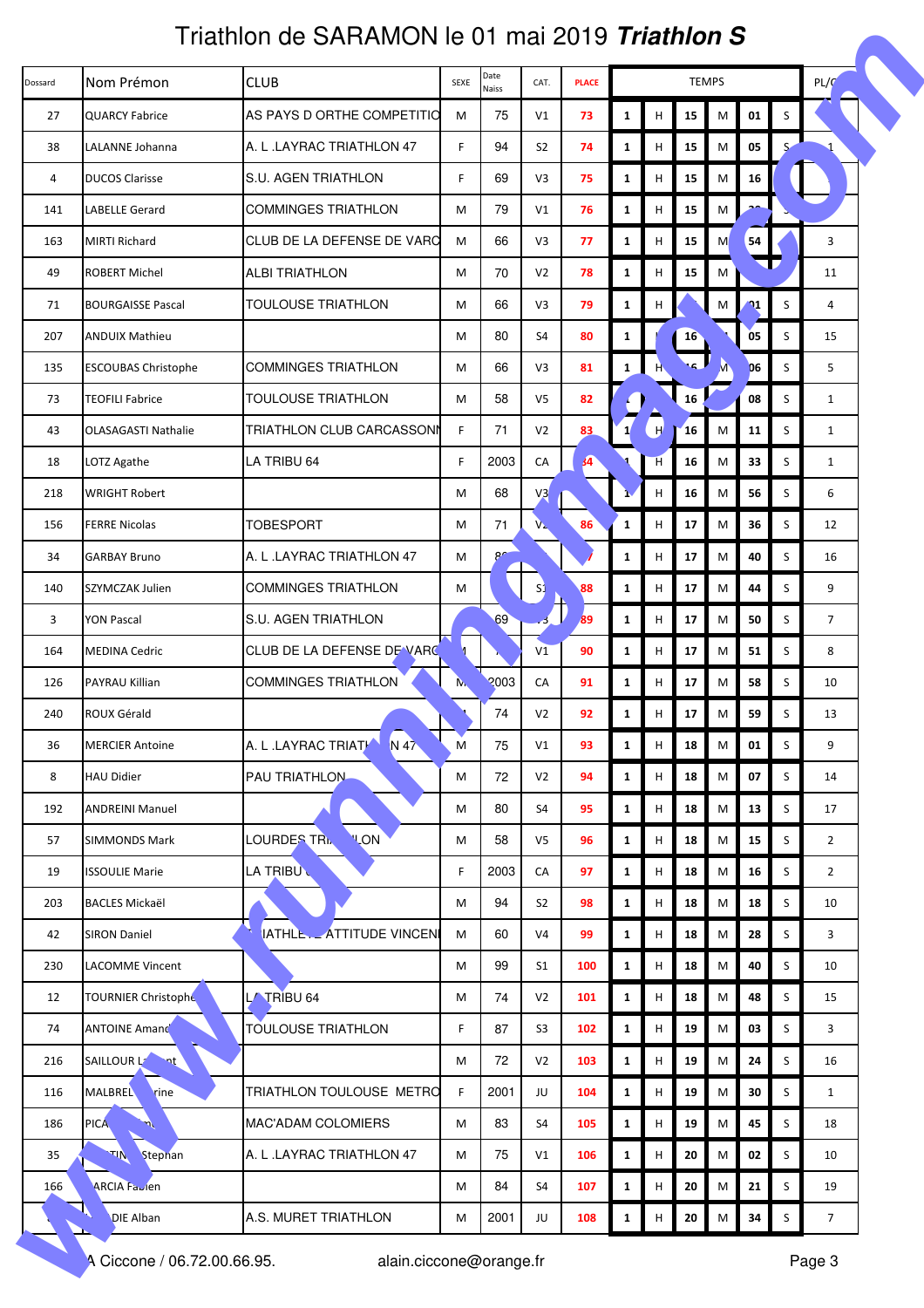# Triathlon de SARAMON le 01 mai 2019 ***Triathlon S***

| Dossard | Nom Prémon | CLUB | SEXE | Date Naiss | CAT. | PLACE | TEMPS | | | | | | PL/C |
|---|---|---|---|---|---|---|---|---|---|---|---|---|---|
| 27 | QUARCY Fabrice | AS PAYS D ORTHE COMPETITIO | M | 75 | V1 | 73 | 1 | H | 15 | M | 01 | S | |
| 38 | LALANNE Johanna | A. L .LAYRAC TRIATHLON 47 | F | 94 | S2 | 74 | 1 | H | 15 | M | 05 | S | 1 |
| 4 | DUCOS Clarisse | S.U. AGEN TRIATHLON | F | 69 | V3 | 75 | 1 | H | 15 | M | 16 | | |
| 141 | LABELLE Gerard | COMMINGES TRIATHLON | M | 79 | V1 | 76 | 1 | H | 15 | M | | | |
| 163 | MIRTI Richard | CLUB DE LA DEFENSE DE VARC | M | 66 | V3 | 77 | 1 | H | 15 | M | 54 | | 3 |
| 49 | ROBERT Michel | ALBI TRIATHLON | M | 70 | V2 | 78 | 1 | H | 15 | M | | | 11 |
| 71 | BOURGAISSE Pascal | TOULOUSE TRIATHLON | M | 66 | V3 | 79 | 1 | H | | M | 01 | S | 4 |
| 207 | ANDUIX Mathieu | | M | 80 | S4 | 80 | 1 | | 16 | | 05 | S | 15 |
| 135 | ESCOUBAS Christophe | COMMINGES TRIATHLON | M | 66 | V3 | 81 | 1 | H | | M | 06 | S | 5 |
| 73 | TEOFILI Fabrice | TOULOUSE TRIATHLON | M | 58 | V5 | 82 | | | 16 | | 08 | S | 1 |
| 43 | OLASAGASTI Nathalie | TRIATHLON CLUB CARCASSONN | F | 71 | V2 | 83 | 1 | H | 16 | M | 11 | S | 1 |
| 18 | LOTZ Agathe | LA TRIBU 64 | F | 2003 | CA | 84 | 1 | H | 16 | M | 33 | S | 1 |
| 218 | WRIGHT Robert | | M | 68 | V3 | | 1 | H | 16 | M | 56 | S | 6 |
| 156 | FERRE Nicolas | TOBESPORT | M | 71 | V2 | 86 | 1 | H | 17 | M | 36 | S | 12 |
| 34 | GARBAY Bruno | A. L .LAYRAC TRIATHLON 47 | M | | | | 1 | H | 17 | M | 40 | S | 16 |
| 140 | SZYMCZAK Julien | COMMINGES TRIATHLON | M | | S1 | 88 | 1 | H | 17 | M | 44 | S | 9 |
| 3 | YON Pascal | S.U. AGEN TRIATHLON | | 69 | | 89 | 1 | H | 17 | M | 50 | S | 7 |
| 164 | MEDINA Cedric | CLUB DE LA DEFENSE DE VARC | | | V1 | 90 | 1 | H | 17 | M | 51 | S | 8 |
| 126 | PAYRAU Killian | COMMINGES TRIATHLON | M | 2003 | CA | 91 | 1 | H | 17 | M | 58 | S | 10 |
| 240 | ROUX Gérald | | | 74 | V2 | 92 | 1 | H | 17 | M | 59 | S | 13 |
| 36 | MERCIER Antoine | A. L .LAYRAC TRIATHLON 47 | M | 75 | V1 | 93 | 1 | H | 18 | M | 01 | S | 9 |
| 8 | HAU Didier | PAU TRIATHLON | M | 72 | V2 | 94 | 1 | H | 18 | M | 07 | S | 14 |
| 192 | ANDREINI Manuel | | M | 80 | S4 | 95 | 1 | H | 18 | M | 13 | S | 17 |
| 57 | SIMMONDS Mark | LOURDES TRIATHLON | M | 58 | V5 | 96 | 1 | H | 18 | M | 15 | S | 2 |
| 19 | ISSOULIE Marie | LA TRIBU 64 | F | 2003 | CA | 97 | 1 | H | 18 | M | 16 | S | 2 |
| 203 | BACLES Mickaël | | M | 94 | S2 | 98 | 1 | H | 18 | M | 18 | S | 10 |
| 42 | SIRON Daniel | TRIATHLETE ATTITUDE VINCENI | M | 60 | V4 | 99 | 1 | H | 18 | M | 28 | S | 3 |
| 230 | LACOMME Vincent | | M | 99 | S1 | 100 | 1 | H | 18 | M | 40 | S | 10 |
| 12 | TOURNIER Christophe | LA TRIBU 64 | M | 74 | V2 | 101 | 1 | H | 18 | M | 48 | S | 15 |
| 74 | ANTOINE Amand | TOULOUSE TRIATHLON | F | 87 | S3 | 102 | 1 | H | 19 | M | 03 | S | 3 |
| 216 | SAILLOUR Laurent | | M | 72 | V2 | 103 | 1 | H | 19 | M | 24 | S | 16 |
| 116 | MALBREL rine | TRIATHLON TOULOUSE METRO | F | 2001 | JU | 104 | 1 | H | 19 | M | 30 | S | 1 |
| 186 | PICA | MAC'ADAM COLOMIERS | M | 83 | S4 | 105 | 1 | H | 19 | M | 45 | S | 18 |
| 35 | TIN Stephan | A. L .LAYRAC TRIATHLON 47 | M | 75 | V1 | 106 | 1 | H | 20 | M | 02 | S | 10 |
| 166 | ARCIA Fabien | | M | 84 | S4 | 107 | 1 | H | 20 | M | 21 | S | 19 |
| | DIE Alban | A.S. MURET TRIATHLON | M | 2001 | JU | 108 | 1 | H | 20 | M | 34 | S | 7 |

A Ciccone / 06.72.00.66.95. alain.ciccone@orange.fr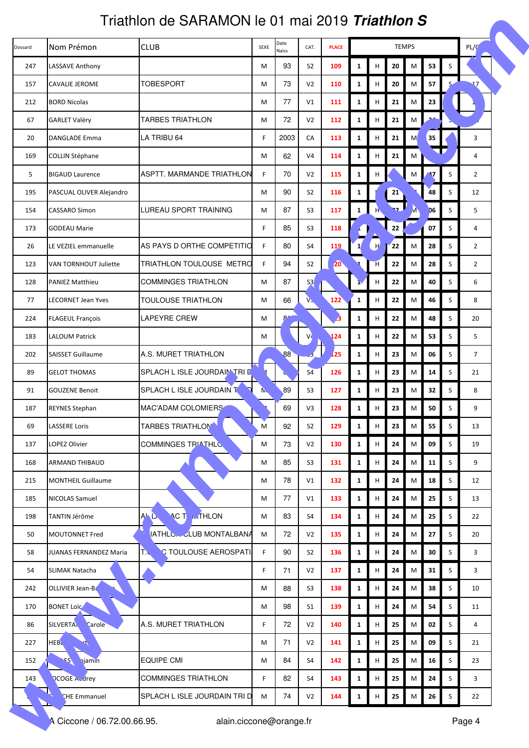# Triathlon de SARAMON le 01 mai 2019 ***Triathlon S***

| Dossard | Nom Prémon | CLUB | SEXE | Date Naiss | CAT. | PLACE | TEMPS | | | | | | PL/C |
|---|---|---|---|---|---|---|---|---|---|---|---|---|---|
| 247 | LASSAVE Anthony | | M | 93 | S2 | 109 | 1 | H | 20 | M | 53 | S | |
| 157 | CAVALIE JEROME | TOBESPORT | M | 73 | V2 | 110 | 1 | H | 20 | M | 57 | S | 17 |
| 212 | BORD Nicolas | | M | 77 | V1 | 111 | 1 | H | 21 | M | 23 | | |
| 67 | GARLET Valéry | TARBES TRIATHLON | M | 72 | V2 | 112 | 1 | H | 21 | M | | | |
| 20 | DANGLADE Emma | LA TRIBU 64 | F | 2003 | CA | 113 | 1 | H | 21 | M | 35 | | 3 |
| 169 | COLLIN Stéphane | | M | 62 | V4 | 114 | 1 | H | 21 | M | | | 4 |
| 5 | BIGAUD Laurence | ASPTT. MARMANDE TRIATHLON | F | 70 | V2 | 115 | 1 | H | | M | 47 | S | 2 |
| 195 | PASCUAL OLIVER Alejandro | | M | 90 | S2 | 116 | 1 | | 21 | | 48 | S | 12 |
| 154 | CASSARO Simon | LUREAU SPORT TRAINING | M | 87 | S3 | 117 | 1 | H | | M | 06 | S | 5 |
| 173 | GODEAU Marie | | F | 85 | S3 | 118 | | | 22 | | 07 | S | 4 |
| 26 | LE VEZIEL emmanuelle | AS PAYS D ORTHE COMPETITIO | F | 80 | S4 | 119 | 1 | H | 22 | M | 28 | S | 2 |
| 123 | VAN TORNHOUT Juliette | TRIATHLON TOULOUSE METRO | F | 94 | S2 | 120 | 1 | H | 22 | M | 28 | S | 2 |
| 128 | PANIEZ Matthieu | COMMINGES TRIATHLON | M | 87 | S3 | | 1 | H | 22 | M | 40 | S | 6 |
| 77 | LECORNET Jean Yves | TOULOUSE TRIATHLON | M | 66 | V | 122 | 1 | H | 22 | M | 46 | S | 8 |
| 224 | FLAGEUL François | LAPEYRE CREW | M | | | | 1 | H | 22 | M | 48 | S | 20 |
| 183 | LALOUM Patrick | | M | | V | 124 | 1 | H | 22 | M | 53 | S | 5 |
| 202 | SAISSET Guillaume | A.S. MURET TRIATHLON | | 88 | | 125 | 1 | H | 23 | M | 06 | S | 7 |
| 89 | GELOT THOMAS | SPLACH L ISLE JOURDAIN TRI D | | | S4 | 126 | 1 | H | 23 | M | 14 | S | 21 |
| 91 | GOUZENE Benoit | SPLACH L ISLE JOURDAIN T | M | 89 | S3 | 127 | 1 | H | 23 | M | 32 | S | 8 |
| 187 | REYNES Stephan | MAC'ADAM COLOMIERS | | 69 | V3 | 128 | 1 | H | 23 | M | 50 | S | 9 |
| 69 | LASSERE Loris | TARBES TRIATHLON | M | 92 | S2 | 129 | 1 | H | 23 | M | 55 | S | 13 |
| 137 | LOPEZ Olivier | COMMINGES TRIATHLO | M | 73 | V2 | 130 | 1 | H | 24 | M | 09 | S | 19 |
| 168 | ARMAND THIBAUD | | M | 85 | S3 | 131 | 1 | H | 24 | M | 11 | S | 9 |
| 215 | MONTHEIL Guillaume | | M | 78 | V1 | 132 | 1 | H | 24 | M | 18 | S | 12 |
| 185 | NICOLAS Samuel | | M | 77 | V1 | 133 | 1 | H | 24 | M | 25 | S | 13 |
| 198 | TANTIN Jérôme | AC THLON | M | 83 | S4 | 134 | 1 | H | 24 | M | 25 | S | 22 |
| 50 | MOUTONNET Fred | IATHLON CLUB MONTALBANA | M | 72 | V2 | 135 | 1 | H | 24 | M | 27 | S | 20 |
| 58 | JUANAS FERNANDEZ Maria | C TOULOUSE AEROSPATI | F | 90 | S2 | 136 | 1 | H | 24 | M | 30 | S | 3 |
| 54 | SLIMAK Natacha | | F | 71 | V2 | 137 | 1 | H | 24 | M | 31 | S | 3 |
| 242 | OLLIVIER Jean-B | | M | 88 | S3 | 138 | 1 | H | 24 | M | 38 | S | 10 |
| 170 | BONET Loïc | | M | 98 | S1 | 139 | 1 | H | 24 | M | 54 | S | 11 |
| 86 | SILVERTA Carole | A.S. MURET TRIATHLON | F | 72 | V2 | 140 | 1 | H | 25 | M | 02 | S | 4 |
| 227 | HEB | | M | 71 | V2 | 141 | 1 | H | 25 | M | 09 | S | 21 |
| 152 | jamin | EQUIPE CMI | M | 84 | S4 | 142 | 1 | H | 25 | M | 16 | S | 23 |
| 143 | COGE Audrey | COMMINGES TRIATHLON | F | 82 | S4 | 143 | 1 | H | 25 | M | 24 | S | 3 |
| | CHE Emmanuel | SPLACH L ISLE JOURDAIN TRI D | M | 74 | V2 | 144 | 1 | H | 25 | M | 26 | S | 22 |

A Ciccone / 06.72.00.66.95. alain.ciccone@orange.fr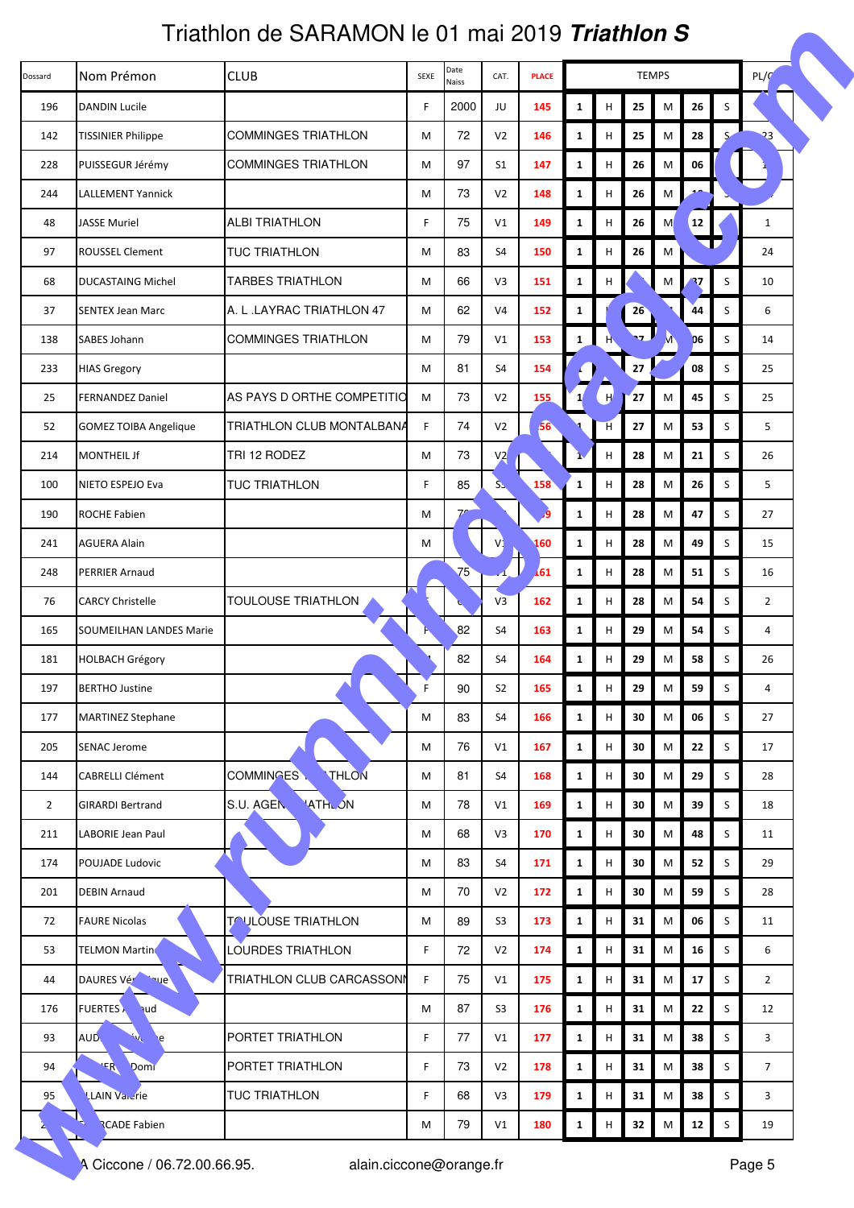# Triathlon de SARAMON le 01 mai 2019 ***Triathlon S***

| Dossard | Nom Prémon | CLUB | SEXE | Date Naiss | CAT. | PLACE | TEMPS | | | | | | PL/C |
|---|---|---|---|---|---|---|---|---|---|---|---|---|---|
| 196 | DANDIN Lucile | | F | 2000 | JU | 145 | 1 | H | 25 | M | 26 | S | |
| 142 | TISSINIER Philippe | COMMINGES TRIATHLON | M | 72 | V2 | 146 | 1 | H | 25 | M | 28 | S | 23 |
| 228 | PUISSEGUR Jérémy | COMMINGES TRIATHLON | M | 97 | S1 | 147 | 1 | H | 26 | M | 06 | | |
| 244 | LALLEMENT Yannick | | M | 73 | V2 | 148 | 1 | H | 26 | M | | | |
| 48 | JASSE Muriel | ALBI TRIATHLON | F | 75 | V1 | 149 | 1 | H | 26 | M | 12 | | 1 |
| 97 | ROUSSEL Clement | TUC TRIATHLON | M | 83 | S4 | 150 | 1 | H | 26 | M | | | 24 |
| 68 | DUCASTAING Michel | TARBES TRIATHLON | M | 66 | V3 | 151 | 1 | H | | M | 37 | S | 10 |
| 37 | SENTEX Jean Marc | A. L .LAYRAC TRIATHLON 47 | M | 62 | V4 | 152 | 1 | | 26 | | 44 | S | 6 |
| 138 | SABES Johann | COMMINGES TRIATHLON | M | 79 | V1 | 153 | 1 | H | 27 | M | 06 | S | 14 |
| 233 | HIAS Gregory | | M | 81 | S4 | 154 | | | 27 | | 08 | S | 25 |
| 25 | FERNANDEZ Daniel | AS PAYS D ORTHE COMPETITIO | M | 73 | V2 | 155 | 1 | H | 27 | M | 45 | S | 25 |
| 52 | GOMEZ TOIBA Angelique | TRIATHLON CLUB MONTALBANA | F | 74 | V2 | 156 | 1 | H | 27 | M | 53 | S | 5 |
| 214 | MONTHEIL Jf | TRI 12 RODEZ | M | 73 | V2 | | 1 | H | 28 | M | 21 | S | 26 |
| 100 | NIETO ESPEJO Eva | TUC TRIATHLON | F | 85 | S | 158 | 1 | H | 28 | M | 26 | S | 5 |
| 190 | ROCHE Fabien | | M | 7 | | 159 | 1 | H | 28 | M | 47 | S | 27 |
| 241 | AGUERA Alain | | M | | V | 160 | 1 | H | 28 | M | 49 | S | 15 |
| 248 | PERRIER Arnaud | | | 75 | | 161 | 1 | H | 28 | M | 51 | S | 16 |
| 76 | CARCY Christelle | TOULOUSE TRIATHLON | | | V3 | 162 | 1 | H | 28 | M | 54 | S | 2 |
| 165 | SOUMEILHAN LANDES Marie | | F | 82 | S4 | 163 | 1 | H | 29 | M | 54 | S | 4 |
| 181 | HOLBACH Grégory | | | 82 | S4 | 164 | 1 | H | 29 | M | 58 | S | 26 |
| 197 | BERTHO Justine | | F | 90 | S2 | 165 | 1 | H | 29 | M | 59 | S | 4 |
| 177 | MARTINEZ Stephane | | M | 83 | S4 | 166 | 1 | H | 30 | M | 06 | S | 27 |
| 205 | SENAC Jerome | | M | 76 | V1 | 167 | 1 | H | 30 | M | 22 | S | 17 |
| 144 | CABRELLI Clément | COMMINGES TRIATHLON | M | 81 | S4 | 168 | 1 | H | 30 | M | 29 | S | 28 |
| 2 | GIRARDI Bertrand | S.U. AGEN TRIATHLON | M | 78 | V1 | 169 | 1 | H | 30 | M | 39 | S | 18 |
| 211 | LABORIE Jean Paul | | M | 68 | V3 | 170 | 1 | H | 30 | M | 48 | S | 11 |
| 174 | POUJADE Ludovic | | M | 83 | S4 | 171 | 1 | H | 30 | M | 52 | S | 29 |
| 201 | DEBIN Arnaud | | M | 70 | V2 | 172 | 1 | H | 30 | M | 59 | S | 28 |
| 72 | FAURE Nicolas | TOULOUSE TRIATHLON | M | 89 | S3 | 173 | 1 | H | 31 | M | 06 | S | 11 |
| 53 | TELMON Martine | LOURDES TRIATHLON | F | 72 | V2 | 174 | 1 | H | 31 | M | 16 | S | 6 |
| 44 | DAURES Véronique | TRIATHLON CLUB CARCASSONN | F | 75 | V1 | 175 | 1 | H | 31 | M | 17 | S | 2 |
| 176 | FUERTES Arnaud | | M | 87 | S3 | 176 | 1 | H | 31 | M | 22 | S | 12 |
| 93 | AUD | PORTET TRIATHLON | F | 77 | V1 | 177 | 1 | H | 31 | M | 38 | S | 3 |
| 94 | Domi | PORTET TRIATHLON | F | 73 | V2 | 178 | 1 | H | 31 | M | 38 | S | 7 |
| 95 | LAIN Valerie | TUC TRIATHLON | F | 68 | V3 | 179 | 1 | H | 31 | M | 38 | S | 3 |
| 2 | CADE Fabien | | M | 79 | V1 | 180 | 1 | H | 32 | M | 12 | S | 19 |

A Ciccone / 06.72.00.66.95. alain.ciccone@orange.fr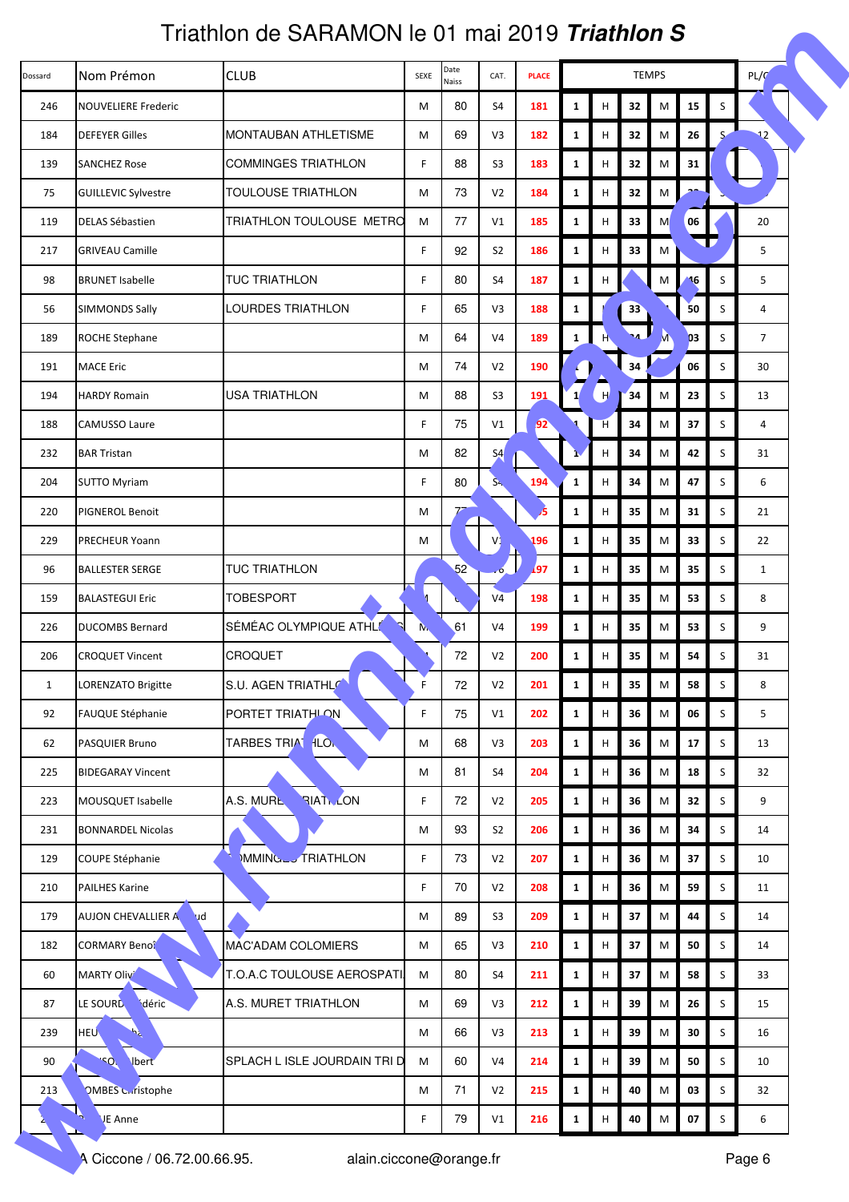# Triathlon de SARAMON le 01 mai 2019 ***Triathlon S***

| Dossard | Nom Prémon | CLUB | SEXE | Date Naiss | CAT. | PLACE | TEMPS | | | | | | PL/C |
|---|---|---|---|---|---|---|---|---|---|---|---|---|---|
| 246 | NOUVELIERE Frederic | | M | 80 | S4 | 181 | 1 | H | 32 | M | 15 | S | |
| 184 | DEFEYER Gilles | MONTAUBAN ATHLETISME | M | 69 | V3 | 182 | 1 | H | 32 | M | 26 | S | 12 |
| 139 | SANCHEZ Rose | COMMINGES TRIATHLON | F | 88 | S3 | 183 | 1 | H | 32 | M | 31 | | |
| 75 | GUILLEVIC Sylvestre | TOULOUSE TRIATHLON | M | 73 | V2 | 184 | 1 | H | 32 | M | | | |
| 119 | DELAS Sébastien | TRIATHLON TOULOUSE METRO | M | 77 | V1 | 185 | 1 | H | 33 | M | 06 | | 20 |
| 217 | GRIVEAU Camille | | F | 92 | S2 | 186 | 1 | H | 33 | M | | | 5 |
| 98 | BRUNET Isabelle | TUC TRIATHLON | F | 80 | S4 | 187 | 1 | H | | M | 46 | S | 5 |
| 56 | SIMMONDS Sally | LOURDES TRIATHLON | F | 65 | V3 | 188 | 1 | | 33 | | 50 | S | 4 |
| 189 | ROCHE Stephane | | M | 64 | V4 | 189 | 1 | H | 34 | M | 03 | S | 7 |
| 191 | MACE Eric | | M | 74 | V2 | 190 | | | 34 | | 06 | S | 30 |
| 194 | HARDY Romain | USA TRIATHLON | M | 88 | S3 | 191 | 1 | H | 34 | M | 23 | S | 13 |
| 188 | CAMUSSO Laure | | F | 75 | V1 | 192 | 1 | H | 34 | M | 37 | S | 4 |
| 232 | BAR Tristan | | M | 82 | S4 | | 1 | H | 34 | M | 42 | S | 31 |
| 204 | SUTTO Myriam | | F | 80 | S4 | 194 | 1 | H | 34 | M | 47 | S | 6 |
| 220 | PIGNEROL Benoit | | M | 77 | | 195 | 1 | H | 35 | M | 31 | S | 21 |
| 229 | PRECHEUR Yoann | | M | | V1 | 196 | 1 | H | 35 | M | 33 | S | 22 |
| 96 | BALLESTER SERGE | TUC TRIATHLON | | 52 | | 197 | 1 | H | 35 | M | 35 | S | 1 |
| 159 | BALASTEGUI Eric | TOBESPORT | M | | V4 | 198 | 1 | H | 35 | M | 53 | S | 8 |
| 226 | DUCOMBS Bernard | SÉMÉAC OLYMPIQUE ATHL | M | 61 | V4 | 199 | 1 | H | 35 | M | 53 | S | 9 |
| 206 | CROQUET Vincent | CROQUET | | 72 | V2 | 200 | 1 | H | 35 | M | 54 | S | 31 |
| 1 | LORENZATO Brigitte | S.U. AGEN TRIATHL | F | 72 | V2 | 201 | 1 | H | 35 | M | 58 | S | 8 |
| 92 | FAUQUE Stéphanie | PORTET TRIATHLON | F | 75 | V1 | 202 | 1 | H | 36 | M | 06 | S | 5 |
| 62 | PASQUIER Bruno | TARBES TRIATHLON | M | 68 | V3 | 203 | 1 | H | 36 | M | 17 | S | 13 |
| 225 | BIDEGARAY Vincent | | M | 81 | S4 | 204 | 1 | H | 36 | M | 18 | S | 32 |
| 223 | MOUSQUET Isabelle | A.S. MURET TRIATHLON | F | 72 | V2 | 205 | 1 | H | 36 | M | 32 | S | 9 |
| 231 | BONNARDEL Nicolas | | M | 93 | S2 | 206 | 1 | H | 36 | M | 34 | S | 14 |
| 129 | COUPE Stéphanie | COMMINGES TRIATHLON | F | 73 | V2 | 207 | 1 | H | 36 | M | 37 | S | 10 |
| 210 | PAILHES Karine | | F | 70 | V2 | 208 | 1 | H | 36 | M | 59 | S | 11 |
| 179 | AUJON CHEVALLIER Arnaud | | M | 89 | S3 | 209 | 1 | H | 37 | M | 44 | S | 14 |
| 182 | CORMARY Benoît | MAC'ADAM COLOMIERS | M | 65 | V3 | 210 | 1 | H | 37 | M | 50 | S | 14 |
| 60 | MARTY Olivier | T.O.A.C TOULOUSE AEROSPATI | M | 80 | S4 | 211 | 1 | H | 37 | M | 58 | S | 33 |
| 87 | LE SOURD Frédéric | A.S. MURET TRIATHLON | M | 69 | V3 | 212 | 1 | H | 39 | M | 26 | S | 15 |
| 239 | HEU | | M | 66 | V3 | 213 | 1 | H | 39 | M | 30 | S | 16 |
| 90 | | SPLACH L ISLE JOURDAIN TRI D | M | 60 | V4 | 214 | 1 | H | 39 | M | 50 | S | 10 |
| 213 | COMBES Christophe | | M | 71 | V2 | 215 | 1 | H | 40 | M | 03 | S | 32 |
| | JE Anne | | F | 79 | V1 | 216 | 1 | H | 40 | M | 07 | S | 6 |

A Ciccone / 06.72.00.66.95. alain.ciccone@orange.fr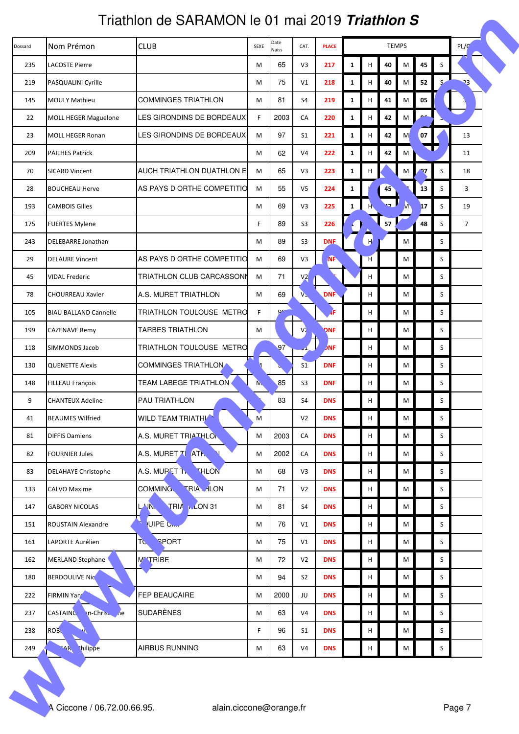# Triathlon de SARAMON le 01 mai 2019 ***Triathlon S***

| Dossard | Nom Prémon | CLUB | SEXE | Date Naiss | CAT. | PLACE | TEMPS | | | | | | PL/C |
|---|---|---|---|---|---|---|---|---|---|---|---|---|---|
| 235 | LACOSTE Pierre | | M | 65 | V3 | 217 | 1 | H | 40 | M | 45 | S | |
| 219 | PASQUALINI Cyrille | | M | 75 | V1 | 218 | 1 | H | 40 | M | 52 | S | 23 |
| 145 | MOULY Mathieu | COMMINGES TRIATHLON | M | 81 | S4 | 219 | 1 | H | 41 | M | 05 | | |
| 22 | MOLL HEGER Maguelone | LES GIRONDINS DE BORDEAUX | F | 2003 | CA | 220 | 1 | H | 42 | M | | | |
| 23 | MOLL HEGER Ronan | LES GIRONDINS DE BORDEAUX | M | 97 | S1 | 221 | 1 | H | 42 | M | 07 | | 13 |
| 209 | PAILHES Patrick | | M | 62 | V4 | 222 | 1 | H | 42 | M | | | 11 |
| 70 | SICARD Vincent | AUCH TRIATHLON DUATHLON E | M | 65 | V3 | 223 | 1 | H | | M | 07 | S | 18 |
| 28 | BOUCHEAU Herve | AS PAYS D ORTHE COMPETITIO | M | 55 | V5 | 224 | 1 | | 45 | | 13 | S | 3 |
| 193 | CAMBOIS Gilles | | M | 69 | V3 | 225 | 1 | H | | M | 17 | S | 19 |
| 175 | FUERTES Mylene | | F | 89 | S3 | 226 | | | 57 | | 48 | S | 7 |
| 243 | DELEBARRE Jonathan | | M | 89 | S3 | DNF | | H | | M | | S | |
| 29 | DELAURE Vincent | AS PAYS D ORTHE COMPETITIO | M | 69 | V3 | DNF | | H | | M | | S | |
| 45 | VIDAL Frederic | TRIATHLON CLUB CARCASSONN | M | 71 | V2 | | | H | | M | | S | |
| 78 | CHOURREAU Xavier | A.S. MURET TRIATHLON | M | 69 | V3 | DNF | | H | | M | | S | |
| 105 | BIAU BALLAND Cannelle | TRIATHLON TOULOUSE METRO | F | | | DNF | | H | | M | | S | |
| 199 | CAZENAVE Remy | TARBES TRIATHLON | M | | V | DNF | | H | | M | | S | |
| 118 | SIMMONDS Jacob | TRIATHLON TOULOUSE METRO | | 97 | S1 | DNF | | H | | M | | S | |
| 130 | QUENETTE Alexis | COMMINGES TRIATHLON | M | | S1 | DNF | | H | | M | | S | |
| 148 | FILLEAU François | TEAM LABEGE TRIATHLON | M | 85 | S3 | DNF | | H | | M | | S | |
| 9 | CHANTEUX Adeline | PAU TRIATHLON | | 83 | S4 | DNS | | H | | M | | S | |
| 41 | BEAUMES Wilfried | WILD TEAM TRIATHL | M | | V2 | DNS | | H | | M | | S | |
| 81 | DIFFIS Damiens | A.S. MURET TRIATHLON | M | 2003 | CA | DNS | | H | | M | | S | |
| 82 | FOURNIER Jules | A.S. MURET TRIATHLON | M | 2002 | CA | DNS | | H | | M | | S | |
| 83 | DELAHAYE Christophe | A.S. MURET TRIATHLON | M | 68 | V3 | DNS | | H | | M | | S | |
| 133 | CALVO Maxime | COMMINGES TRIATHLON | M | 71 | V2 | DNS | | H | | M | | S | |
| 147 | GABORY NICOLAS | TRIATHLON 31 | M | 81 | S4 | DNS | | H | | M | | S | |
| 151 | ROUSTAIN Alexandre | EQUIPE | M | 76 | V1 | DNS | | H | | M | | S | |
| 161 | LAPORTE Aurélien | SPORT | M | 75 | V1 | DNS | | H | | M | | S | |
| 162 | MERLAND Stephane | TRIBE | M | 72 | V2 | DNS | | H | | M | | S | |
| 180 | BERDOULIVE Nic | | M | 94 | S2 | DNS | | H | | M | | S | |
| 222 | FIRMIN Yan | FEP BEAUCAIRE | M | 2000 | JU | DNS | | H | | M | | S | |
| 237 | CASTAING | SUDARÈNES | M | 63 | V4 | DNS | | H | | M | | S | |
| 238 | ROB | | F | 96 | S1 | DNS | | H | | M | | S | |
| 249 | Philippe | AIRBUS RUNNING | M | 63 | V4 | DNS | | H | | M | | S | |

A Ciccone / 06.72.00.66.95. alain.ciccone@orange.fr